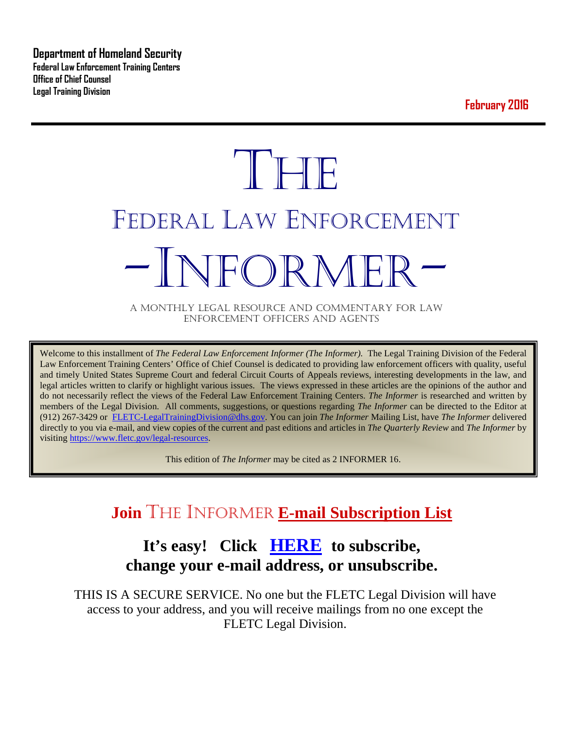**Department of Homeland Security**
**Federal Law Enforcement Training Centers**
**Office of Chief Counsel**
**Legal Training Division**

**February 2016**

---

# THE
# FEDERAL LAW ENFORCEMENT
# -INFORMER-

A MONTHLY LEGAL RESOURCE AND COMMENTARY FOR LAW ENFORCEMENT OFFICERS AND AGENTS

Welcome to this installment of *The Federal Law Enforcement Informer (The Informer).* The Legal Training Division of the Federal Law Enforcement Training Centers' Office of Chief Counsel is dedicated to providing law enforcement officers with quality, useful and timely United States Supreme Court and federal Circuit Courts of Appeals reviews, interesting developments in the law, and legal articles written to clarify or highlight various issues. The views expressed in these articles are the opinions of the author and do not necessarily reflect the views of the Federal Law Enforcement Training Centers. *The Informer* is researched and written by members of the Legal Division. All comments, suggestions, or questions regarding *The Informer* can be directed to the Editor at (912) 267-3429 or FLETC-LegalTrainingDivision@dhs.gov. You can join *The Informer* Mailing List, have *The Informer* delivered directly to you via e-mail, and view copies of the current and past editions and articles in *The Quarterly Review* and *The Informer* by visiting https://www.fletc.gov/legal-resources.

This edition of *The Informer* may be cited as 2 INFORMER 16.

## Join THE INFORMER E-mail Subscription List

### It's easy! Click HERE to subscribe, change your e-mail address, or unsubscribe.

THIS IS A SECURE SERVICE. No one but the FLETC Legal Division will have access to your address, and you will receive mailings from no one except the FLETC Legal Division.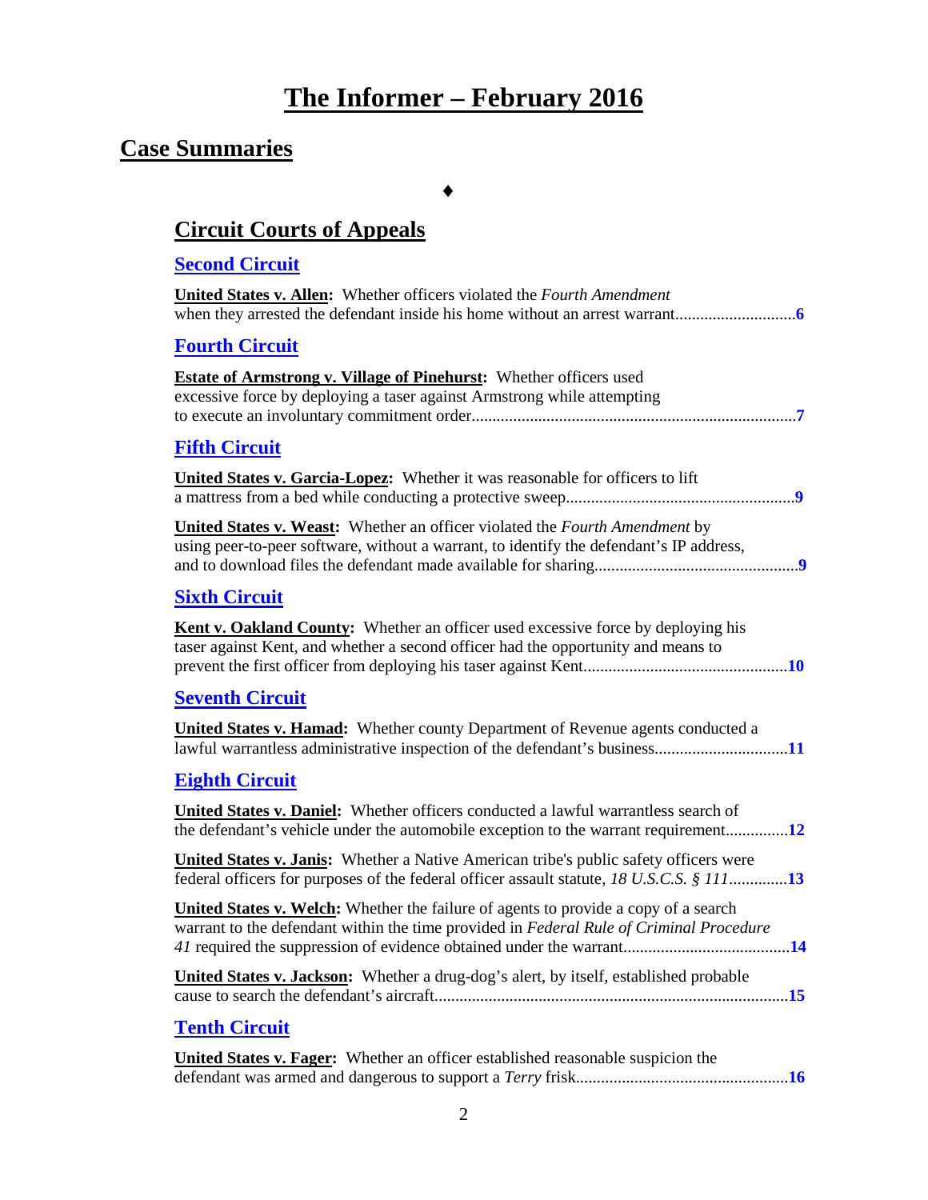# The Informer – February 2016

## Case Summaries

♦

### Circuit Courts of Appeals

#### Second Circuit

**United States v. Allen:** Whether officers violated the *Fourth Amendment* when they arrested the defendant inside his home without an arrest warrant............................**6**

#### Fourth Circuit

**Estate of Armstrong v. Village of Pinehurst:** Whether officers used excessive force by deploying a taser against Armstrong while attempting to execute an involuntary commitment order.............................................................................**7**

#### Fifth Circuit

**United States v. Garcia-Lopez:** Whether it was reasonable for officers to lift a mattress from a bed while conducting a protective sweep.......................................................**9**

**United States v. Weast:** Whether an officer violated the *Fourth Amendment* by using peer-to-peer software, without a warrant, to identify the defendant's IP address, and to download files the defendant made available for sharing................................................**9**

#### Sixth Circuit

**Kent v. Oakland County:** Whether an officer used excessive force by deploying his taser against Kent, and whether a second officer had the opportunity and means to prevent the first officer from deploying his taser against Kent................................................**10**

#### Seventh Circuit

**United States v. Hamad:** Whether county Department of Revenue agents conducted a lawful warrantless administrative inspection of the defendant's business...............................**11**

#### Eighth Circuit

**United States v. Daniel:** Whether officers conducted a lawful warrantless search of the defendant's vehicle under the automobile exception to the warrant requirement...............**12**

**United States v. Janis:** Whether a Native American tribe's public safety officers were federal officers for purposes of the federal officer assault statute, *18 U.S.C.S. § 111*.............**13**

**United States v. Welch:** Whether the failure of agents to provide a copy of a search warrant to the defendant within the time provided in *Federal Rule of Criminal Procedure 41* required the suppression of evidence obtained under the warrant.......................................**14**

**United States v. Jackson:** Whether a drug-dog's alert, by itself, established probable cause to search the defendant's aircraft....................................................................................**15**

#### Tenth Circuit

**United States v. Fager:** Whether an officer established reasonable suspicion the defendant was armed and dangerous to support a *Terry* frisk..................................................**16**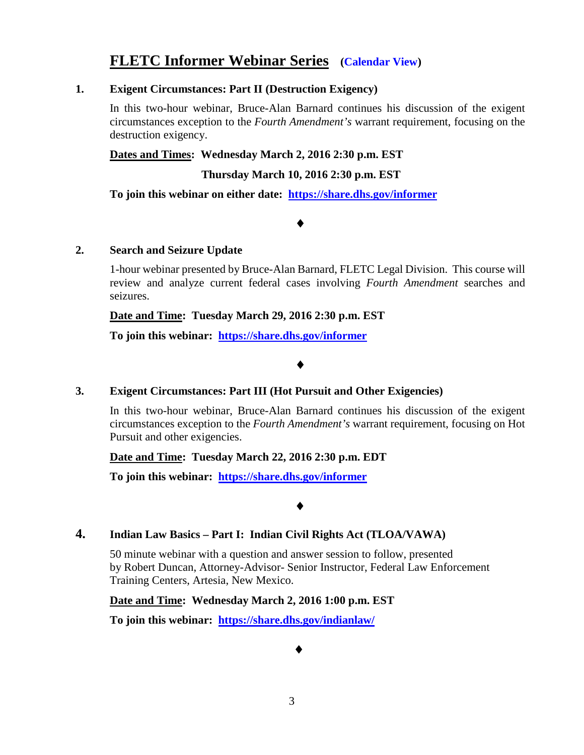# FLETC Informer Webinar Series **(Calendar View)**

**1. Exigent Circumstances: Part II (Destruction Exigency)**

In this two-hour webinar, Bruce-Alan Barnard continues his discussion of the exigent circumstances exception to the *Fourth Amendment's* warrant requirement, focusing on the destruction exigency.

**Dates and Times: Wednesday March 2, 2016 2:30 p.m. EST**

**Thursday March 10, 2016 2:30 p.m. EST**

**To join this webinar on either date: https://share.dhs.gov/informer**

♦

**2. Search and Seizure Update**

1-hour webinar presented by Bruce-Alan Barnard, FLETC Legal Division. This course will review and analyze current federal cases involving *Fourth Amendment* searches and seizures.

**Date and Time: Tuesday March 29, 2016 2:30 p.m. EST**

**To join this webinar: https://share.dhs.gov/informer**

♦

**3. Exigent Circumstances: Part III (Hot Pursuit and Other Exigencies)**

In this two-hour webinar, Bruce-Alan Barnard continues his discussion of the exigent circumstances exception to the *Fourth Amendment's* warrant requirement, focusing on Hot Pursuit and other exigencies.

**Date and Time: Tuesday March 22, 2016 2:30 p.m. EDT**

**To join this webinar: https://share.dhs.gov/informer**

♦

**4. Indian Law Basics – Part I: Indian Civil Rights Act (TLOA/VAWA)**

50 minute webinar with a question and answer session to follow, presented by Robert Duncan, Attorney-Advisor- Senior Instructor, Federal Law Enforcement Training Centers, Artesia, New Mexico.

**Date and Time: Wednesday March 2, 2016 1:00 p.m. EST**

**To join this webinar: https://share.dhs.gov/indianlaw/**

♦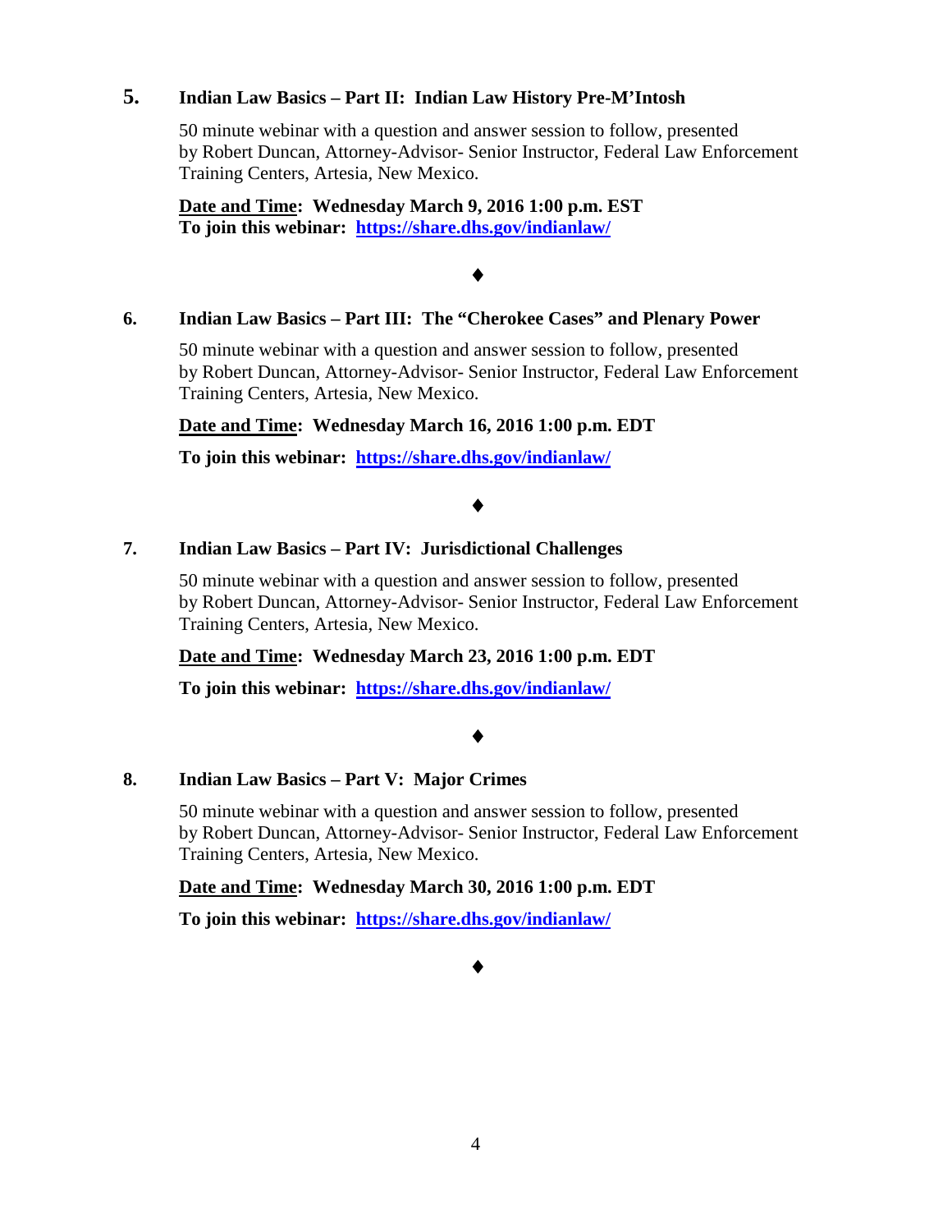## 5. Indian Law Basics – Part II: Indian Law History Pre-M'Intosh

50 minute webinar with a question and answer session to follow, presented by Robert Duncan, Attorney-Advisor- Senior Instructor, Federal Law Enforcement Training Centers, Artesia, New Mexico.

**Date and Time: Wednesday March 9, 2016 1:00 p.m. EST**
**To join this webinar: [https://share.dhs.gov/indianlaw/](https://share.dhs.gov/indianlaw/)**

♦

## 6. Indian Law Basics – Part III: The "Cherokee Cases" and Plenary Power

50 minute webinar with a question and answer session to follow, presented by Robert Duncan, Attorney-Advisor- Senior Instructor, Federal Law Enforcement Training Centers, Artesia, New Mexico.

**Date and Time: Wednesday March 16, 2016 1:00 p.m. EDT**

**To join this webinar: [https://share.dhs.gov/indianlaw/](https://share.dhs.gov/indianlaw/)**

♦

## 7. Indian Law Basics – Part IV: Jurisdictional Challenges

50 minute webinar with a question and answer session to follow, presented by Robert Duncan, Attorney-Advisor- Senior Instructor, Federal Law Enforcement Training Centers, Artesia, New Mexico.

**Date and Time: Wednesday March 23, 2016 1:00 p.m. EDT**

**To join this webinar: [https://share.dhs.gov/indianlaw/](https://share.dhs.gov/indianlaw/)**

♦

## 8. Indian Law Basics – Part V: Major Crimes

50 minute webinar with a question and answer session to follow, presented by Robert Duncan, Attorney-Advisor- Senior Instructor, Federal Law Enforcement Training Centers, Artesia, New Mexico.

**Date and Time: Wednesday March 30, 2016 1:00 p.m. EDT**

**To join this webinar: [https://share.dhs.gov/indianlaw/](https://share.dhs.gov/indianlaw/)**

♦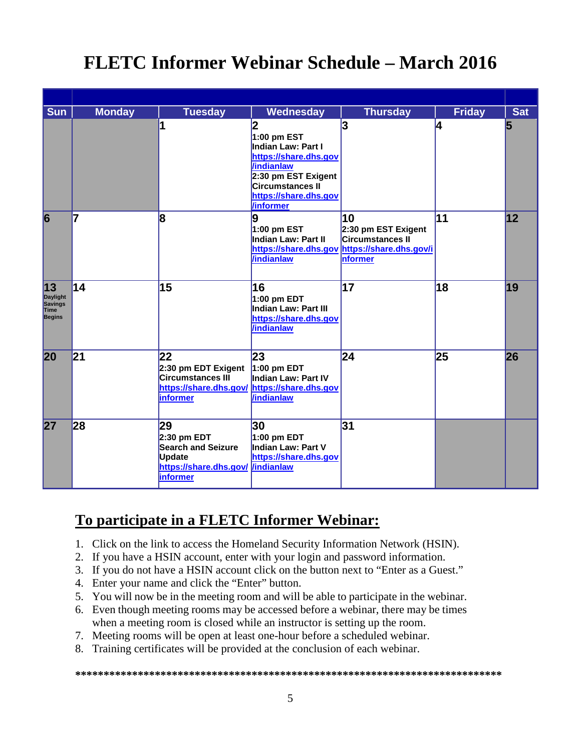# FLETC Informer Webinar Schedule – March 2016

| Sun | Monday | Tuesday | Wednesday | Thursday | Friday | Sat |
|---|---|---|---|---|---|---|
| | | 1 | 2<br>1:00 pm EST<br>Indian Law: Part I<br>https://share.dhs.gov/indianlaw<br>2:30 pm EST Exigent Circumstances II<br>https://share.dhs.gov/informer | 3 | 4 | 5 |
| 6 | 7 | 8 | 9<br>1:00 pm EST<br>Indian Law: Part II<br>https://share.dhs.gov/indianlaw | 10<br>2:30 pm EST Exigent Circumstances II<br>https://share.dhs.gov/informer | 11 | 12 |
| 13<br>Daylight Savings Time Begins | 14 | 15 | 16<br>1:00 pm EDT<br>Indian Law: Part III<br>https://share.dhs.gov/indianlaw | 17 | 18 | 19 |
| 20 | 21 | 22<br>2:30 pm EDT Exigent Circumstances III<br>https://share.dhs.gov/informer | 23<br>1:00 pm EDT<br>Indian Law: Part IV<br>https://share.dhs.gov/indianlaw | 24 | 25 | 26 |
| 27 | 28 | 29<br>2:30 pm EDT<br>Search and Seizure Update<br>https://share.dhs.gov/informer | 30<br>1:00 pm EDT<br>Indian Law: Part V<br>https://share.dhs.gov/indianlaw | 31 | | |

## To participate in a FLETC Informer Webinar:

1. Click on the link to access the Homeland Security Information Network (HSIN).
2. If you have a HSIN account, enter with your login and password information.
3. If you do not have a HSIN account click on the button next to "Enter as a Guest."
4. Enter your name and click the "Enter" button.
5. You will now be in the meeting room and will be able to participate in the webinar.
6. Even though meeting rooms may be accessed before a webinar, there may be times when a meeting room is closed while an instructor is setting up the room.
7. Meeting rooms will be open at least one-hour before a scheduled webinar.
8. Training certificates will be provided at the conclusion of each webinar.

*****************************************************************************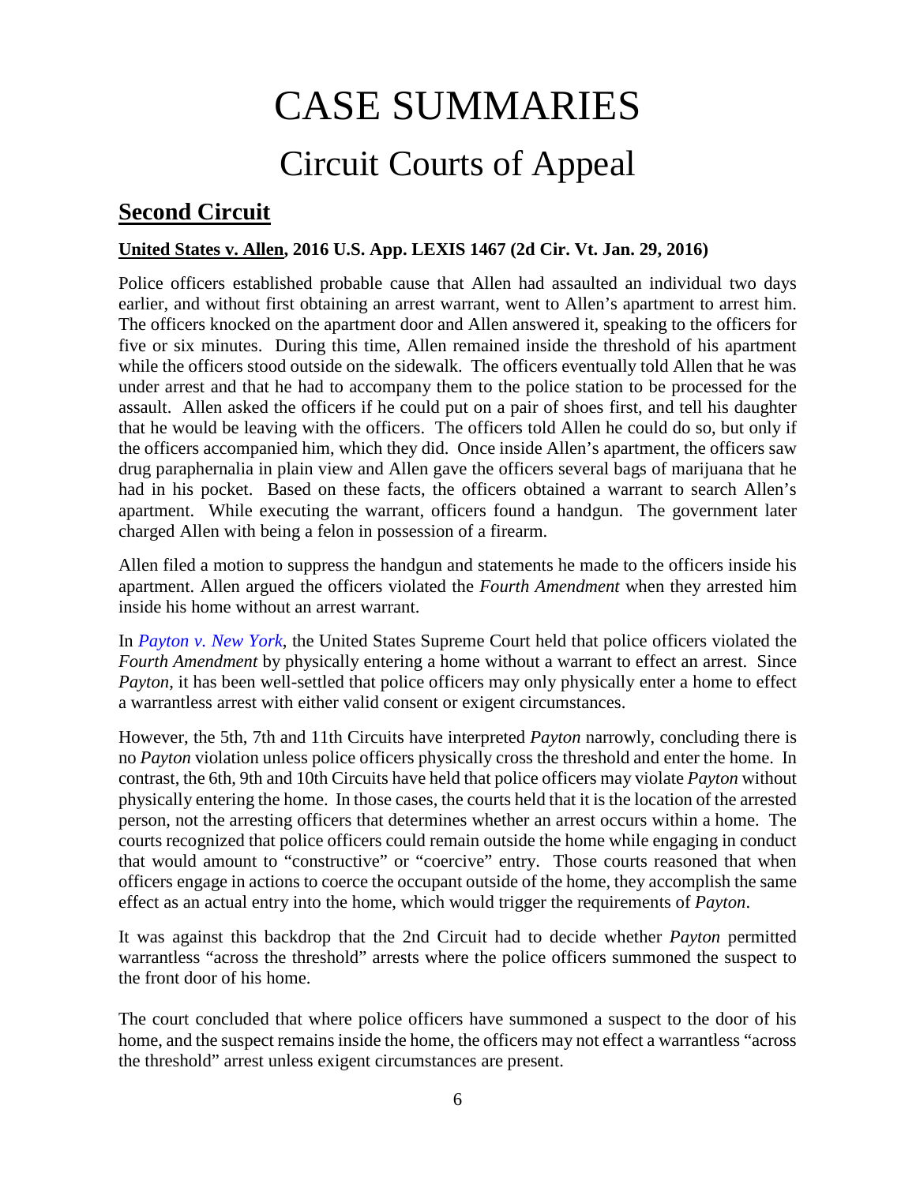# CASE SUMMARIES

## Circuit Courts of Appeal

### Second Circuit

**United States v. Allen, 2016 U.S. App. LEXIS 1467 (2d Cir. Vt. Jan. 29, 2016)**

Police officers established probable cause that Allen had assaulted an individual two days earlier, and without first obtaining an arrest warrant, went to Allen's apartment to arrest him. The officers knocked on the apartment door and Allen answered it, speaking to the officers for five or six minutes. During this time, Allen remained inside the threshold of his apartment while the officers stood outside on the sidewalk. The officers eventually told Allen that he was under arrest and that he had to accompany them to the police station to be processed for the assault. Allen asked the officers if he could put on a pair of shoes first, and tell his daughter that he would be leaving with the officers. The officers told Allen he could do so, but only if the officers accompanied him, which they did. Once inside Allen's apartment, the officers saw drug paraphernalia in plain view and Allen gave the officers several bags of marijuana that he had in his pocket. Based on these facts, the officers obtained a warrant to search Allen's apartment. While executing the warrant, officers found a handgun. The government later charged Allen with being a felon in possession of a firearm.

Allen filed a motion to suppress the handgun and statements he made to the officers inside his apartment. Allen argued the officers violated the *Fourth Amendment* when they arrested him inside his home without an arrest warrant.

In *Payton v. New York*, the United States Supreme Court held that police officers violated the *Fourth Amendment* by physically entering a home without a warrant to effect an arrest. Since *Payton*, it has been well-settled that police officers may only physically enter a home to effect a warrantless arrest with either valid consent or exigent circumstances.

However, the 5th, 7th and 11th Circuits have interpreted *Payton* narrowly, concluding there is no *Payton* violation unless police officers physically cross the threshold and enter the home. In contrast, the 6th, 9th and 10th Circuits have held that police officers may violate *Payton* without physically entering the home. In those cases, the courts held that it is the location of the arrested person, not the arresting officers that determines whether an arrest occurs within a home. The courts recognized that police officers could remain outside the home while engaging in conduct that would amount to "constructive" or "coercive" entry. Those courts reasoned that when officers engage in actions to coerce the occupant outside of the home, they accomplish the same effect as an actual entry into the home, which would trigger the requirements of *Payton*.

It was against this backdrop that the 2nd Circuit had to decide whether *Payton* permitted warrantless "across the threshold" arrests where the police officers summoned the suspect to the front door of his home.

The court concluded that where police officers have summoned a suspect to the door of his home, and the suspect remains inside the home, the officers may not effect a warrantless "across the threshold" arrest unless exigent circumstances are present.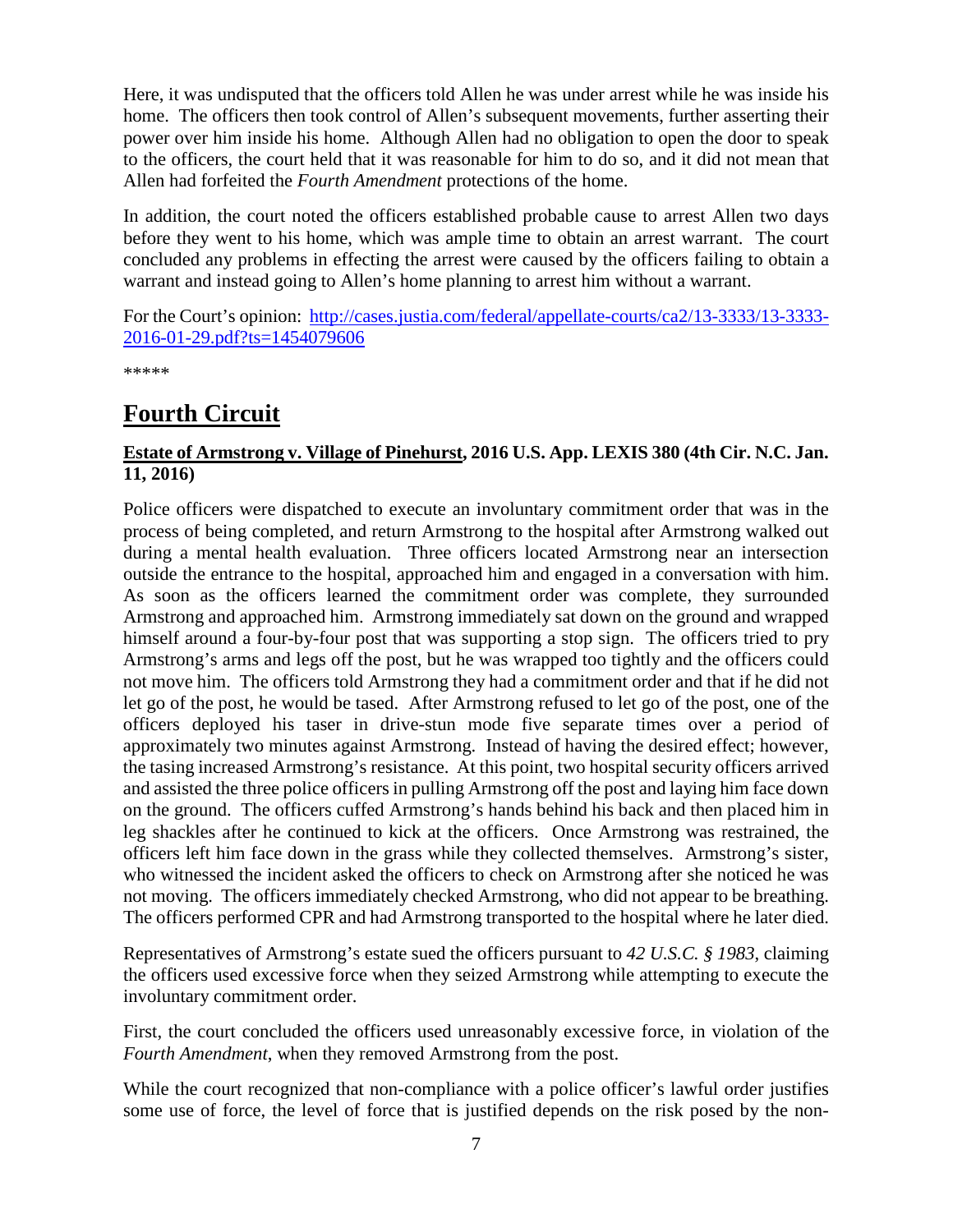Here, it was undisputed that the officers told Allen he was under arrest while he was inside his home. The officers then took control of Allen's subsequent movements, further asserting their power over him inside his home. Although Allen had no obligation to open the door to speak to the officers, the court held that it was reasonable for him to do so, and it did not mean that Allen had forfeited the *Fourth Amendment* protections of the home.

In addition, the court noted the officers established probable cause to arrest Allen two days before they went to his home, which was ample time to obtain an arrest warrant. The court concluded any problems in effecting the arrest were caused by the officers failing to obtain a warrant and instead going to Allen's home planning to arrest him without a warrant.

For the Court's opinion: [http://cases.justia.com/federal/appellate-courts/ca2/13-3333/13-3333-2016-01-29.pdf?ts=1454079606](http://cases.justia.com/federal/appellate-courts/ca2/13-3333/13-3333-2016-01-29.pdf?ts=1454079606)

*****

# Fourth Circuit

### **Estate of Armstrong v. Village of Pinehurst, 2016 U.S. App. LEXIS 380 (4th Cir. N.C. Jan. 11, 2016)**

Police officers were dispatched to execute an involuntary commitment order that was in the process of being completed, and return Armstrong to the hospital after Armstrong walked out during a mental health evaluation. Three officers located Armstrong near an intersection outside the entrance to the hospital, approached him and engaged in a conversation with him. As soon as the officers learned the commitment order was complete, they surrounded Armstrong and approached him. Armstrong immediately sat down on the ground and wrapped himself around a four-by-four post that was supporting a stop sign. The officers tried to pry Armstrong's arms and legs off the post, but he was wrapped too tightly and the officers could not move him. The officers told Armstrong they had a commitment order and that if he did not let go of the post, he would be tased. After Armstrong refused to let go of the post, one of the officers deployed his taser in drive-stun mode five separate times over a period of approximately two minutes against Armstrong. Instead of having the desired effect; however, the tasing increased Armstrong's resistance. At this point, two hospital security officers arrived and assisted the three police officers in pulling Armstrong off the post and laying him face down on the ground. The officers cuffed Armstrong's hands behind his back and then placed him in leg shackles after he continued to kick at the officers. Once Armstrong was restrained, the officers left him face down in the grass while they collected themselves. Armstrong's sister, who witnessed the incident asked the officers to check on Armstrong after she noticed he was not moving. The officers immediately checked Armstrong, who did not appear to be breathing. The officers performed CPR and had Armstrong transported to the hospital where he later died.

Representatives of Armstrong's estate sued the officers pursuant to *42 U.S.C. § 1983*, claiming the officers used excessive force when they seized Armstrong while attempting to execute the involuntary commitment order.

First, the court concluded the officers used unreasonably excessive force, in violation of the *Fourth Amendment*, when they removed Armstrong from the post.

While the court recognized that non-compliance with a police officer's lawful order justifies some use of force, the level of force that is justified depends on the risk posed by the non-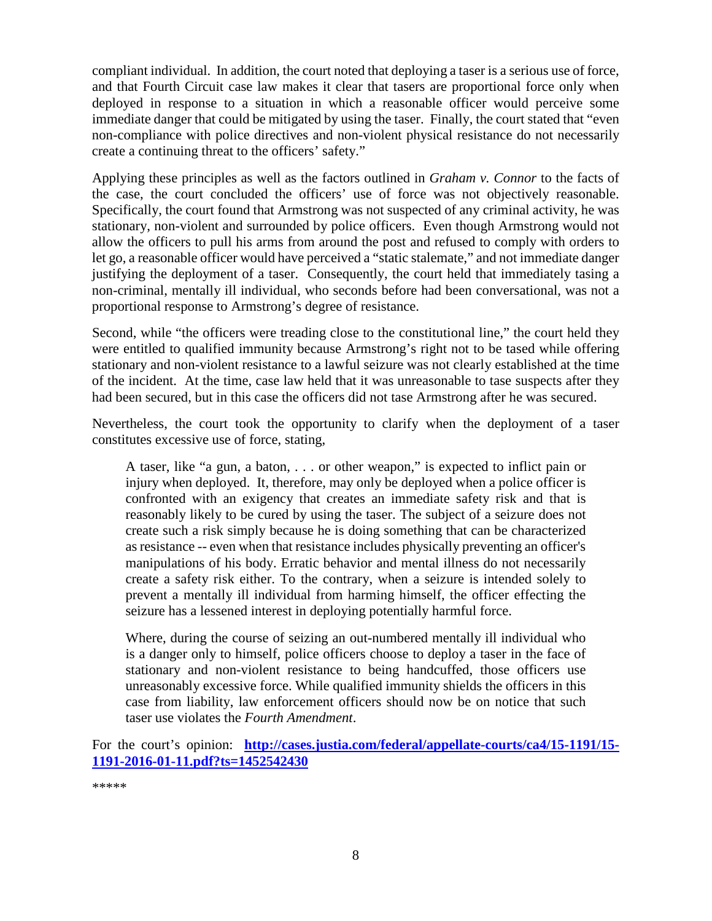compliant individual. In addition, the court noted that deploying a taser is a serious use of force, and that Fourth Circuit case law makes it clear that tasers are proportional force only when deployed in response to a situation in which a reasonable officer would perceive some immediate danger that could be mitigated by using the taser. Finally, the court stated that "even non-compliance with police directives and non-violent physical resistance do not necessarily create a continuing threat to the officers' safety."

Applying these principles as well as the factors outlined in *Graham v. Connor* to the facts of the case, the court concluded the officers' use of force was not objectively reasonable. Specifically, the court found that Armstrong was not suspected of any criminal activity, he was stationary, non-violent and surrounded by police officers. Even though Armstrong would not allow the officers to pull his arms from around the post and refused to comply with orders to let go, a reasonable officer would have perceived a "static stalemate," and not immediate danger justifying the deployment of a taser. Consequently, the court held that immediately tasing a non-criminal, mentally ill individual, who seconds before had been conversational, was not a proportional response to Armstrong's degree of resistance.

Second, while "the officers were treading close to the constitutional line," the court held they were entitled to qualified immunity because Armstrong's right not to be tased while offering stationary and non-violent resistance to a lawful seizure was not clearly established at the time of the incident. At the time, case law held that it was unreasonable to tase suspects after they had been secured, but in this case the officers did not tase Armstrong after he was secured.

Nevertheless, the court took the opportunity to clarify when the deployment of a taser constitutes excessive use of force, stating,

> A taser, like "a gun, a baton, . . . or other weapon," is expected to inflict pain or injury when deployed. It, therefore, may only be deployed when a police officer is confronted with an exigency that creates an immediate safety risk and that is reasonably likely to be cured by using the taser. The subject of a seizure does not create such a risk simply because he is doing something that can be characterized as resistance -- even when that resistance includes physically preventing an officer's manipulations of his body. Erratic behavior and mental illness do not necessarily create a safety risk either. To the contrary, when a seizure is intended solely to prevent a mentally ill individual from harming himself, the officer effecting the seizure has a lessened interest in deploying potentially harmful force.
>
> Where, during the course of seizing an out-numbered mentally ill individual who is a danger only to himself, police officers choose to deploy a taser in the face of stationary and non-violent resistance to being handcuffed, those officers use unreasonably excessive force. While qualified immunity shields the officers in this case from liability, law enforcement officers should now be on notice that such taser use violates the *Fourth Amendment*.

For the court's opinion: **[http://cases.justia.com/federal/appellate-courts/ca4/15-1191/15-1191-2016-01-11.pdf?ts=1452542430](http://cases.justia.com/federal/appellate-courts/ca4/15-1191/15-1191-2016-01-11.pdf?ts=1452542430)**

*****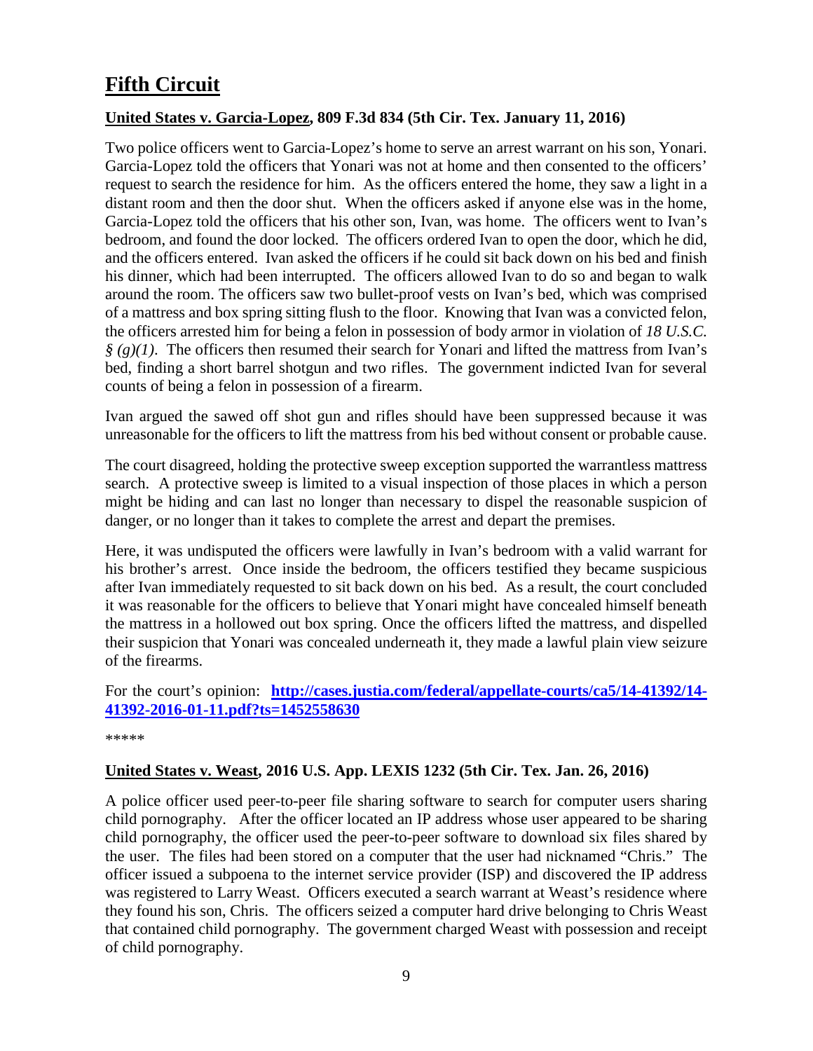# Fifth Circuit

**United States v. Garcia-Lopez, 809 F.3d 834 (5th Cir. Tex. January 11, 2016)**

Two police officers went to Garcia-Lopez's home to serve an arrest warrant on his son, Yonari. Garcia-Lopez told the officers that Yonari was not at home and then consented to the officers' request to search the residence for him. As the officers entered the home, they saw a light in a distant room and then the door shut. When the officers asked if anyone else was in the home, Garcia-Lopez told the officers that his other son, Ivan, was home. The officers went to Ivan's bedroom, and found the door locked. The officers ordered Ivan to open the door, which he did, and the officers entered. Ivan asked the officers if he could sit back down on his bed and finish his dinner, which had been interrupted. The officers allowed Ivan to do so and began to walk around the room. The officers saw two bullet-proof vests on Ivan's bed, which was comprised of a mattress and box spring sitting flush to the floor. Knowing that Ivan was a convicted felon, the officers arrested him for being a felon in possession of body armor in violation of *18 U.S.C. § (g)(1)*. The officers then resumed their search for Yonari and lifted the mattress from Ivan's bed, finding a short barrel shotgun and two rifles. The government indicted Ivan for several counts of being a felon in possession of a firearm.

Ivan argued the sawed off shot gun and rifles should have been suppressed because it was unreasonable for the officers to lift the mattress from his bed without consent or probable cause.

The court disagreed, holding the protective sweep exception supported the warrantless mattress search. A protective sweep is limited to a visual inspection of those places in which a person might be hiding and can last no longer than necessary to dispel the reasonable suspicion of danger, or no longer than it takes to complete the arrest and depart the premises.

Here, it was undisputed the officers were lawfully in Ivan's bedroom with a valid warrant for his brother's arrest. Once inside the bedroom, the officers testified they became suspicious after Ivan immediately requested to sit back down on his bed. As a result, the court concluded it was reasonable for the officers to believe that Yonari might have concealed himself beneath the mattress in a hollowed out box spring. Once the officers lifted the mattress, and dispelled their suspicion that Yonari was concealed underneath it, they made a lawful plain view seizure of the firearms.

For the court's opinion: **[http://cases.justia.com/federal/appellate-courts/ca5/14-41392/14-41392-2016-01-11.pdf?ts=1452558630](http://cases.justia.com/federal/appellate-courts/ca5/14-41392/14-41392-2016-01-11.pdf?ts=1452558630)**

*****

**United States v. Weast, 2016 U.S. App. LEXIS 1232 (5th Cir. Tex. Jan. 26, 2016)**

A police officer used peer-to-peer file sharing software to search for computer users sharing child pornography. After the officer located an IP address whose user appeared to be sharing child pornography, the officer used the peer-to-peer software to download six files shared by the user. The files had been stored on a computer that the user had nicknamed "Chris." The officer issued a subpoena to the internet service provider (ISP) and discovered the IP address was registered to Larry Weast. Officers executed a search warrant at Weast's residence where they found his son, Chris. The officers seized a computer hard drive belonging to Chris Weast that contained child pornography. The government charged Weast with possession and receipt of child pornography.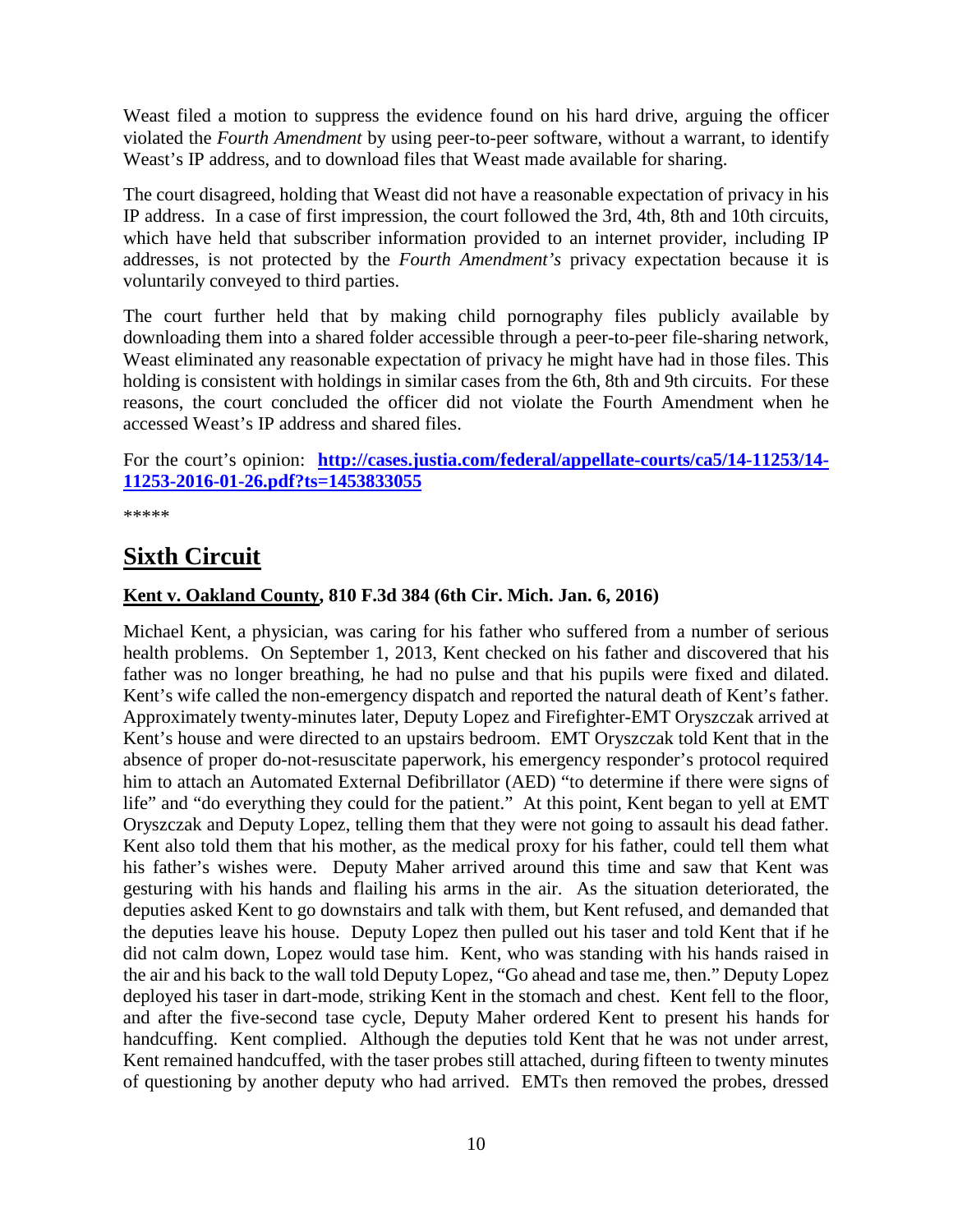Weast filed a motion to suppress the evidence found on his hard drive, arguing the officer violated the *Fourth Amendment* by using peer-to-peer software, without a warrant, to identify Weast's IP address, and to download files that Weast made available for sharing.

The court disagreed, holding that Weast did not have a reasonable expectation of privacy in his IP address. In a case of first impression, the court followed the 3rd, 4th, 8th and 10th circuits, which have held that subscriber information provided to an internet provider, including IP addresses, is not protected by the *Fourth Amendment's* privacy expectation because it is voluntarily conveyed to third parties.

The court further held that by making child pornography files publicly available by downloading them into a shared folder accessible through a peer-to-peer file-sharing network, Weast eliminated any reasonable expectation of privacy he might have had in those files. This holding is consistent with holdings in similar cases from the 6th, 8th and 9th circuits. For these reasons, the court concluded the officer did not violate the Fourth Amendment when he accessed Weast's IP address and shared files.

For the court's opinion: **[http://cases.justia.com/federal/appellate-courts/ca5/14-11253/14-11253-2016-01-26.pdf?ts=1453833055](http://cases.justia.com/federal/appellate-courts/ca5/14-11253/14-11253-2016-01-26.pdf?ts=1453833055)**

*****

# Sixth Circuit

### Kent v. Oakland County, 810 F.3d 384 (6th Cir. Mich. Jan. 6, 2016)

Michael Kent, a physician, was caring for his father who suffered from a number of serious health problems. On September 1, 2013, Kent checked on his father and discovered that his father was no longer breathing, he had no pulse and that his pupils were fixed and dilated. Kent's wife called the non-emergency dispatch and reported the natural death of Kent's father. Approximately twenty-minutes later, Deputy Lopez and Firefighter-EMT Oryszczak arrived at Kent's house and were directed to an upstairs bedroom. EMT Oryszczak told Kent that in the absence of proper do-not-resuscitate paperwork, his emergency responder's protocol required him to attach an Automated External Defibrillator (AED) "to determine if there were signs of life" and "do everything they could for the patient." At this point, Kent began to yell at EMT Oryszczak and Deputy Lopez, telling them that they were not going to assault his dead father. Kent also told them that his mother, as the medical proxy for his father, could tell them what his father's wishes were. Deputy Maher arrived around this time and saw that Kent was gesturing with his hands and flailing his arms in the air. As the situation deteriorated, the deputies asked Kent to go downstairs and talk with them, but Kent refused, and demanded that the deputies leave his house. Deputy Lopez then pulled out his taser and told Kent that if he did not calm down, Lopez would tase him. Kent, who was standing with his hands raised in the air and his back to the wall told Deputy Lopez, "Go ahead and tase me, then." Deputy Lopez deployed his taser in dart-mode, striking Kent in the stomach and chest. Kent fell to the floor, and after the five-second tase cycle, Deputy Maher ordered Kent to present his hands for handcuffing. Kent complied. Although the deputies told Kent that he was not under arrest, Kent remained handcuffed, with the taser probes still attached, during fifteen to twenty minutes of questioning by another deputy who had arrived. EMTs then removed the probes, dressed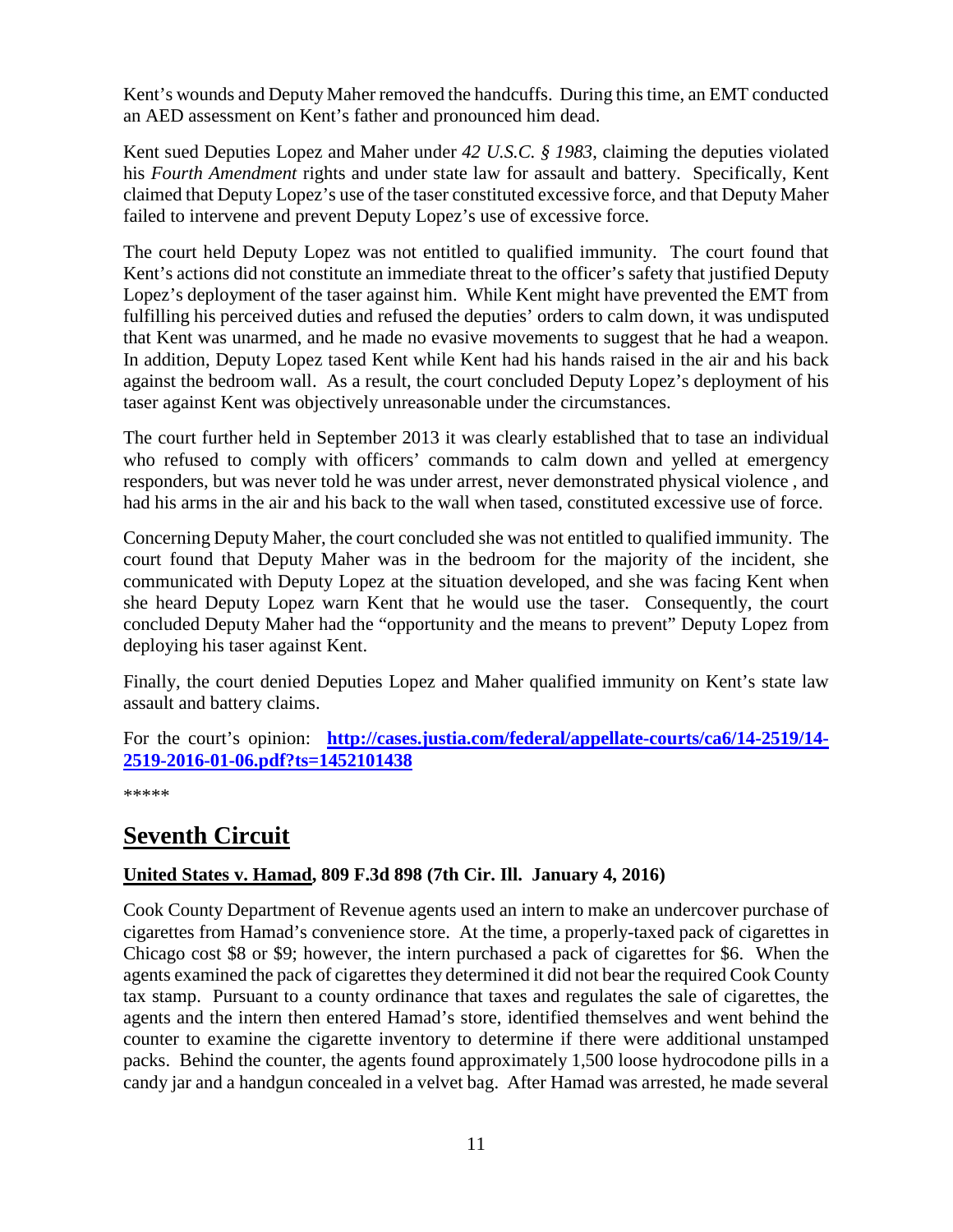Kent's wounds and Deputy Maher removed the handcuffs. During this time, an EMT conducted an AED assessment on Kent's father and pronounced him dead.

Kent sued Deputies Lopez and Maher under *42 U.S.C. § 1983*, claiming the deputies violated his *Fourth Amendment* rights and under state law for assault and battery. Specifically, Kent claimed that Deputy Lopez's use of the taser constituted excessive force, and that Deputy Maher failed to intervene and prevent Deputy Lopez's use of excessive force.

The court held Deputy Lopez was not entitled to qualified immunity. The court found that Kent's actions did not constitute an immediate threat to the officer's safety that justified Deputy Lopez's deployment of the taser against him. While Kent might have prevented the EMT from fulfilling his perceived duties and refused the deputies' orders to calm down, it was undisputed that Kent was unarmed, and he made no evasive movements to suggest that he had a weapon. In addition, Deputy Lopez tased Kent while Kent had his hands raised in the air and his back against the bedroom wall. As a result, the court concluded Deputy Lopez's deployment of his taser against Kent was objectively unreasonable under the circumstances.

The court further held in September 2013 it was clearly established that to tase an individual who refused to comply with officers' commands to calm down and yelled at emergency responders, but was never told he was under arrest, never demonstrated physical violence , and had his arms in the air and his back to the wall when tased, constituted excessive use of force.

Concerning Deputy Maher, the court concluded she was not entitled to qualified immunity. The court found that Deputy Maher was in the bedroom for the majority of the incident, she communicated with Deputy Lopez at the situation developed, and she was facing Kent when she heard Deputy Lopez warn Kent that he would use the taser. Consequently, the court concluded Deputy Maher had the "opportunity and the means to prevent" Deputy Lopez from deploying his taser against Kent.

Finally, the court denied Deputies Lopez and Maher qualified immunity on Kent's state law assault and battery claims.

For the court's opinion: **http://cases.justia.com/federal/appellate-courts/ca6/14-2519/14-2519-2016-01-06.pdf?ts=1452101438**

*****

## Seventh Circuit

**United States v. Hamad, 809 F.3d 898 (7th Cir. Ill. January 4, 2016)**

Cook County Department of Revenue agents used an intern to make an undercover purchase of cigarettes from Hamad's convenience store. At the time, a properly-taxed pack of cigarettes in Chicago cost $8 or $9; however, the intern purchased a pack of cigarettes for $6. When the agents examined the pack of cigarettes they determined it did not bear the required Cook County tax stamp. Pursuant to a county ordinance that taxes and regulates the sale of cigarettes, the agents and the intern then entered Hamad's store, identified themselves and went behind the counter to examine the cigarette inventory to determine if there were additional unstamped packs. Behind the counter, the agents found approximately 1,500 loose hydrocodone pills in a candy jar and a handgun concealed in a velvet bag. After Hamad was arrested, he made several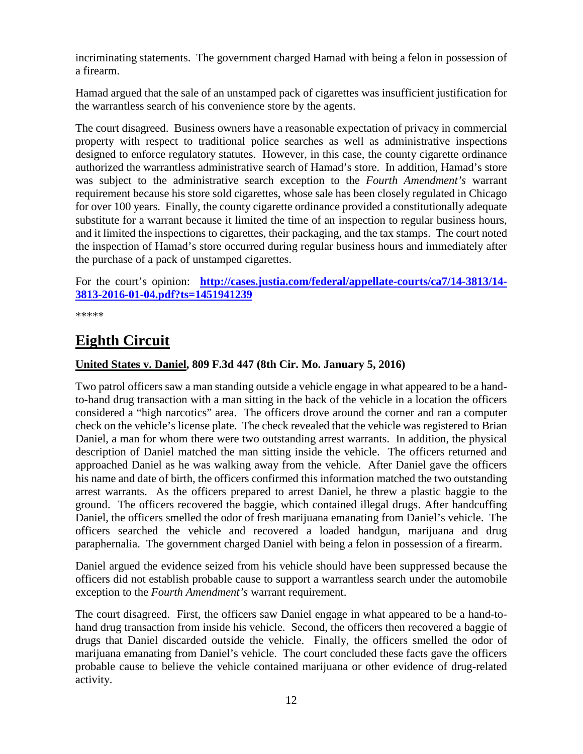incriminating statements. The government charged Hamad with being a felon in possession of a firearm.

Hamad argued that the sale of an unstamped pack of cigarettes was insufficient justification for the warrantless search of his convenience store by the agents.

The court disagreed. Business owners have a reasonable expectation of privacy in commercial property with respect to traditional police searches as well as administrative inspections designed to enforce regulatory statutes. However, in this case, the county cigarette ordinance authorized the warrantless administrative search of Hamad's store. In addition, Hamad's store was subject to the administrative search exception to the *Fourth Amendment's* warrant requirement because his store sold cigarettes, whose sale has been closely regulated in Chicago for over 100 years. Finally, the county cigarette ordinance provided a constitutionally adequate substitute for a warrant because it limited the time of an inspection to regular business hours, and it limited the inspections to cigarettes, their packaging, and the tax stamps. The court noted the inspection of Hamad's store occurred during regular business hours and immediately after the purchase of a pack of unstamped cigarettes.

For the court's opinion: **[http://cases.justia.com/federal/appellate-courts/ca7/14-3813/14-3813-2016-01-04.pdf?ts=1451941239](http://cases.justia.com/federal/appellate-courts/ca7/14-3813/14-3813-2016-01-04.pdf?ts=1451941239)**

*****

# Eighth Circuit

**United States v. Daniel, 809 F.3d 447 (8th Cir. Mo. January 5, 2016)**

Two patrol officers saw a man standing outside a vehicle engage in what appeared to be a hand-to-hand drug transaction with a man sitting in the back of the vehicle in a location the officers considered a "high narcotics" area. The officers drove around the corner and ran a computer check on the vehicle's license plate. The check revealed that the vehicle was registered to Brian Daniel, a man for whom there were two outstanding arrest warrants. In addition, the physical description of Daniel matched the man sitting inside the vehicle. The officers returned and approached Daniel as he was walking away from the vehicle. After Daniel gave the officers his name and date of birth, the officers confirmed this information matched the two outstanding arrest warrants. As the officers prepared to arrest Daniel, he threw a plastic baggie to the ground. The officers recovered the baggie, which contained illegal drugs. After handcuffing Daniel, the officers smelled the odor of fresh marijuana emanating from Daniel's vehicle. The officers searched the vehicle and recovered a loaded handgun, marijuana and drug paraphernalia. The government charged Daniel with being a felon in possession of a firearm.

Daniel argued the evidence seized from his vehicle should have been suppressed because the officers did not establish probable cause to support a warrantless search under the automobile exception to the *Fourth Amendment's* warrant requirement.

The court disagreed. First, the officers saw Daniel engage in what appeared to be a hand-to-hand drug transaction from inside his vehicle. Second, the officers then recovered a baggie of drugs that Daniel discarded outside the vehicle. Finally, the officers smelled the odor of marijuana emanating from Daniel's vehicle. The court concluded these facts gave the officers probable cause to believe the vehicle contained marijuana or other evidence of drug-related activity.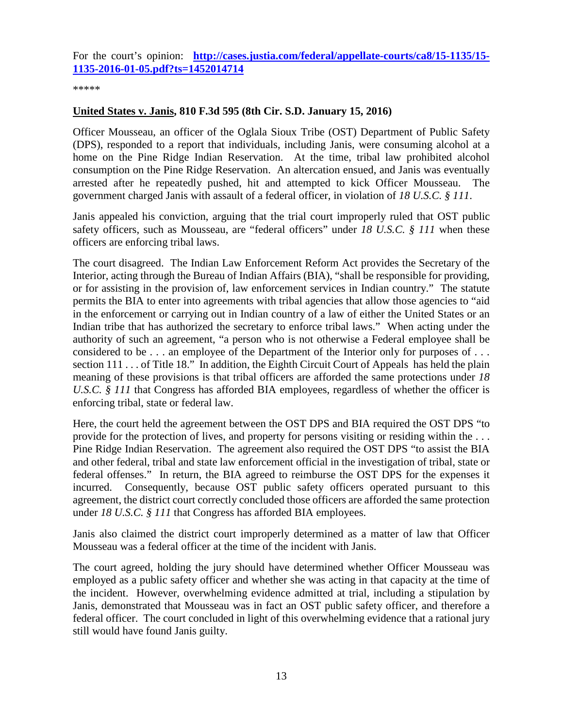For the court's opinion: **[http://cases.justia.com/federal/appellate-courts/ca8/15-1135/15-1135-2016-01-05.pdf?ts=1452014714](http://cases.justia.com/federal/appellate-courts/ca8/15-1135/15-1135-2016-01-05.pdf?ts=1452014714)**

*****

**United States v. Janis, 810 F.3d 595 (8th Cir. S.D. January 15, 2016)**

Officer Mousseau, an officer of the Oglala Sioux Tribe (OST) Department of Public Safety (DPS), responded to a report that individuals, including Janis, were consuming alcohol at a home on the Pine Ridge Indian Reservation. At the time, tribal law prohibited alcohol consumption on the Pine Ridge Reservation. An altercation ensued, and Janis was eventually arrested after he repeatedly pushed, hit and attempted to kick Officer Mousseau. The government charged Janis with assault of a federal officer, in violation of *18 U.S.C. § 111*.

Janis appealed his conviction, arguing that the trial court improperly ruled that OST public safety officers, such as Mousseau, are "federal officers" under *18 U.S.C. § 111* when these officers are enforcing tribal laws.

The court disagreed. The Indian Law Enforcement Reform Act provides the Secretary of the Interior, acting through the Bureau of Indian Affairs (BIA), "shall be responsible for providing, or for assisting in the provision of, law enforcement services in Indian country." The statute permits the BIA to enter into agreements with tribal agencies that allow those agencies to "aid in the enforcement or carrying out in Indian country of a law of either the United States or an Indian tribe that has authorized the secretary to enforce tribal laws." When acting under the authority of such an agreement, "a person who is not otherwise a Federal employee shall be considered to be . . . an employee of the Department of the Interior only for purposes of . . . section 111 . . . of Title 18." In addition, the Eighth Circuit Court of Appeals has held the plain meaning of these provisions is that tribal officers are afforded the same protections under *18 U.S.C. § 111* that Congress has afforded BIA employees, regardless of whether the officer is enforcing tribal, state or federal law.

Here, the court held the agreement between the OST DPS and BIA required the OST DPS "to provide for the protection of lives, and property for persons visiting or residing within the . . . Pine Ridge Indian Reservation. The agreement also required the OST DPS "to assist the BIA and other federal, tribal and state law enforcement official in the investigation of tribal, state or federal offenses." In return, the BIA agreed to reimburse the OST DPS for the expenses it incurred. Consequently, because OST public safety officers operated pursuant to this agreement, the district court correctly concluded those officers are afforded the same protection under *18 U.S.C. § 111* that Congress has afforded BIA employees.

Janis also claimed the district court improperly determined as a matter of law that Officer Mousseau was a federal officer at the time of the incident with Janis.

The court agreed, holding the jury should have determined whether Officer Mousseau was employed as a public safety officer and whether she was acting in that capacity at the time of the incident. However, overwhelming evidence admitted at trial, including a stipulation by Janis, demonstrated that Mousseau was in fact an OST public safety officer, and therefore a federal officer. The court concluded in light of this overwhelming evidence that a rational jury still would have found Janis guilty.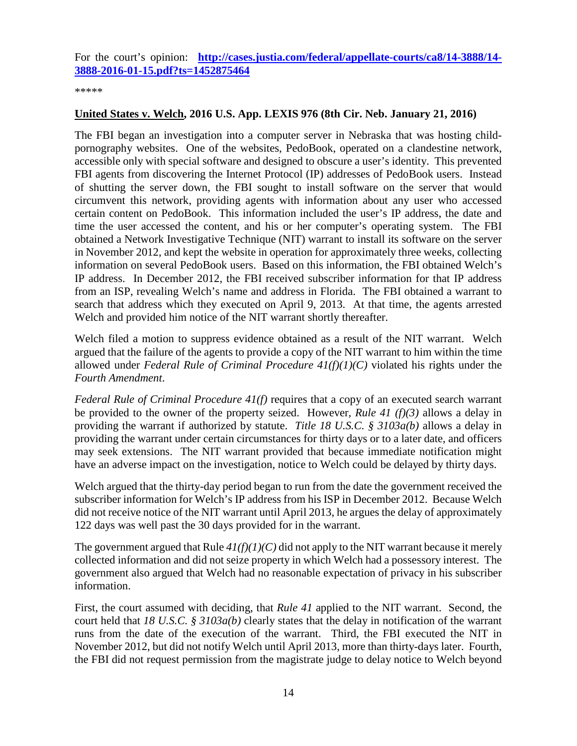For the court's opinion: **[http://cases.justia.com/federal/appellate-courts/ca8/14-3888/14-3888-2016-01-15.pdf?ts=1452875464](http://cases.justia.com/federal/appellate-courts/ca8/14-3888/14-3888-2016-01-15.pdf?ts=1452875464)**

*****

**<u>United States v. Welch</u>, 2016 U.S. App. LEXIS 976 (8th Cir. Neb. January 21, 2016)**

The FBI began an investigation into a computer server in Nebraska that was hosting child-pornography websites. One of the websites, PedoBook, operated on a clandestine network, accessible only with special software and designed to obscure a user's identity. This prevented FBI agents from discovering the Internet Protocol (IP) addresses of PedoBook users. Instead of shutting the server down, the FBI sought to install software on the server that would circumvent this network, providing agents with information about any user who accessed certain content on PedoBook. This information included the user's IP address, the date and time the user accessed the content, and his or her computer's operating system. The FBI obtained a Network Investigative Technique (NIT) warrant to install its software on the server in November 2012, and kept the website in operation for approximately three weeks, collecting information on several PedoBook users. Based on this information, the FBI obtained Welch's IP address. In December 2012, the FBI received subscriber information for that IP address from an ISP, revealing Welch's name and address in Florida. The FBI obtained a warrant to search that address which they executed on April 9, 2013. At that time, the agents arrested Welch and provided him notice of the NIT warrant shortly thereafter.

Welch filed a motion to suppress evidence obtained as a result of the NIT warrant. Welch argued that the failure of the agents to provide a copy of the NIT warrant to him within the time allowed under *Federal Rule of Criminal Procedure 41(f)(1)(C)* violated his rights under the *Fourth Amendment*.

*Federal Rule of Criminal Procedure 41(f)* requires that a copy of an executed search warrant be provided to the owner of the property seized. However, *Rule 41 (f)(3)* allows a delay in providing the warrant if authorized by statute. *Title 18 U.S.C. § 3103a(b)* allows a delay in providing the warrant under certain circumstances for thirty days or to a later date, and officers may seek extensions. The NIT warrant provided that because immediate notification might have an adverse impact on the investigation, notice to Welch could be delayed by thirty days.

Welch argued that the thirty-day period began to run from the date the government received the subscriber information for Welch's IP address from his ISP in December 2012. Because Welch did not receive notice of the NIT warrant until April 2013, he argues the delay of approximately 122 days was well past the 30 days provided for in the warrant.

The government argued that Rule *41(f)(1)(C)* did not apply to the NIT warrant because it merely collected information and did not seize property in which Welch had a possessory interest. The government also argued that Welch had no reasonable expectation of privacy in his subscriber information.

First, the court assumed with deciding, that *Rule 41* applied to the NIT warrant. Second, the court held that *18 U.S.C. § 3103a(b)* clearly states that the delay in notification of the warrant runs from the date of the execution of the warrant. Third, the FBI executed the NIT in November 2012, but did not notify Welch until April 2013, more than thirty-days later. Fourth, the FBI did not request permission from the magistrate judge to delay notice to Welch beyond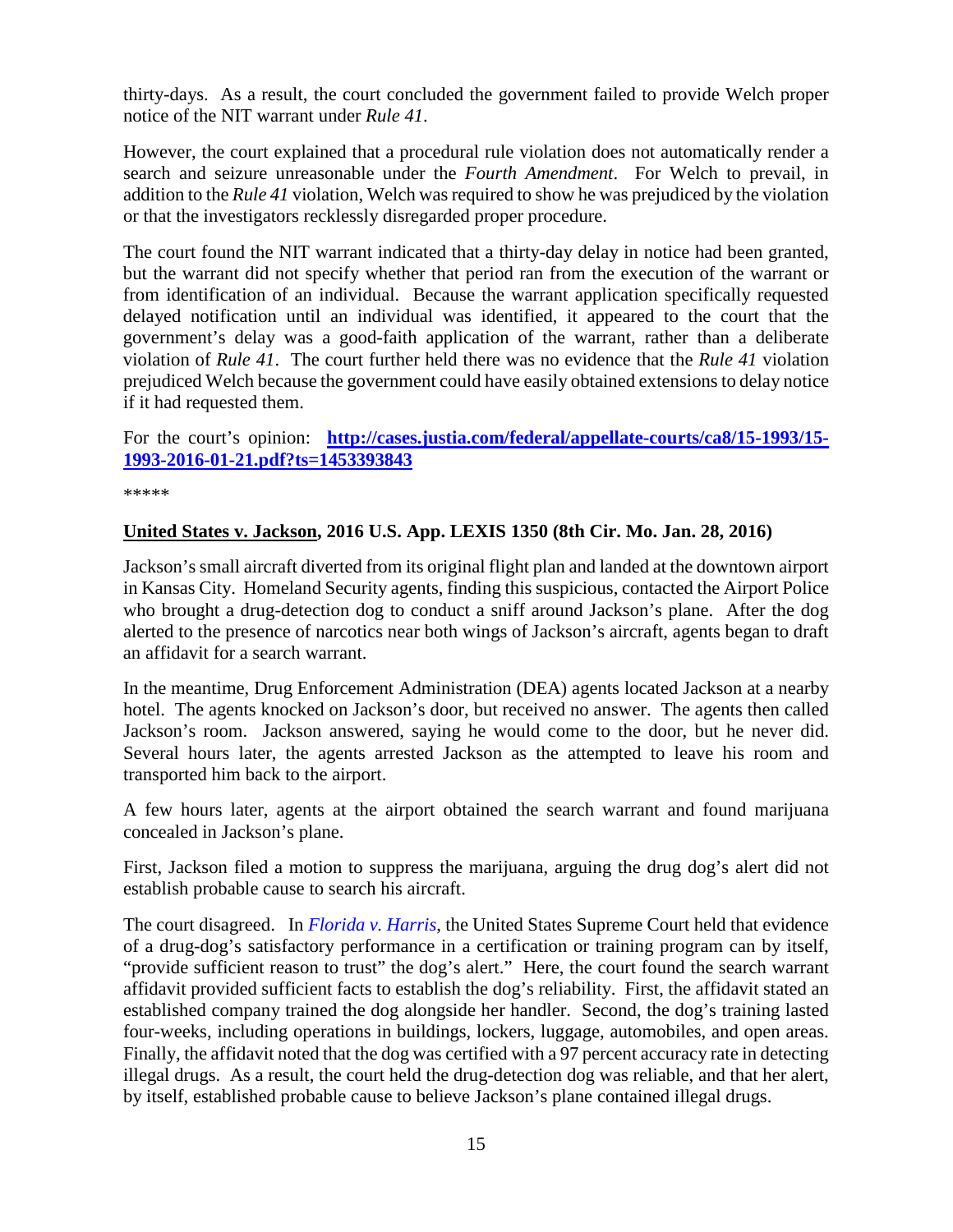thirty-days. As a result, the court concluded the government failed to provide Welch proper notice of the NIT warrant under *Rule 41*.

However, the court explained that a procedural rule violation does not automatically render a search and seizure unreasonable under the *Fourth Amendment*. For Welch to prevail, in addition to the *Rule 41* violation, Welch was required to show he was prejudiced by the violation or that the investigators recklessly disregarded proper procedure.

The court found the NIT warrant indicated that a thirty-day delay in notice had been granted, but the warrant did not specify whether that period ran from the execution of the warrant or from identification of an individual. Because the warrant application specifically requested delayed notification until an individual was identified, it appeared to the court that the government's delay was a good-faith application of the warrant, rather than a deliberate violation of *Rule 41*. The court further held there was no evidence that the *Rule 41* violation prejudiced Welch because the government could have easily obtained extensions to delay notice if it had requested them.

For the court's opinion: **[http://cases.justia.com/federal/appellate-courts/ca8/15-1993/15-1993-2016-01-21.pdf?ts=1453393843](http://cases.justia.com/federal/appellate-courts/ca8/15-1993/15-1993-2016-01-21.pdf?ts=1453393843)**

*****

**United States v. Jackson, 2016 U.S. App. LEXIS 1350 (8th Cir. Mo. Jan. 28, 2016)**

Jackson's small aircraft diverted from its original flight plan and landed at the downtown airport in Kansas City. Homeland Security agents, finding this suspicious, contacted the Airport Police who brought a drug-detection dog to conduct a sniff around Jackson's plane. After the dog alerted to the presence of narcotics near both wings of Jackson's aircraft, agents began to draft an affidavit for a search warrant.

In the meantime, Drug Enforcement Administration (DEA) agents located Jackson at a nearby hotel. The agents knocked on Jackson's door, but received no answer. The agents then called Jackson's room. Jackson answered, saying he would come to the door, but he never did. Several hours later, the agents arrested Jackson as the attempted to leave his room and transported him back to the airport.

A few hours later, agents at the airport obtained the search warrant and found marijuana concealed in Jackson's plane.

First, Jackson filed a motion to suppress the marijuana, arguing the drug dog's alert did not establish probable cause to search his aircraft.

The court disagreed. In *Florida v. Harris*, the United States Supreme Court held that evidence of a drug-dog's satisfactory performance in a certification or training program can by itself, "provide sufficient reason to trust" the dog's alert." Here, the court found the search warrant affidavit provided sufficient facts to establish the dog's reliability. First, the affidavit stated an established company trained the dog alongside her handler. Second, the dog's training lasted four-weeks, including operations in buildings, lockers, luggage, automobiles, and open areas. Finally, the affidavit noted that the dog was certified with a 97 percent accuracy rate in detecting illegal drugs. As a result, the court held the drug-detection dog was reliable, and that her alert, by itself, established probable cause to believe Jackson's plane contained illegal drugs.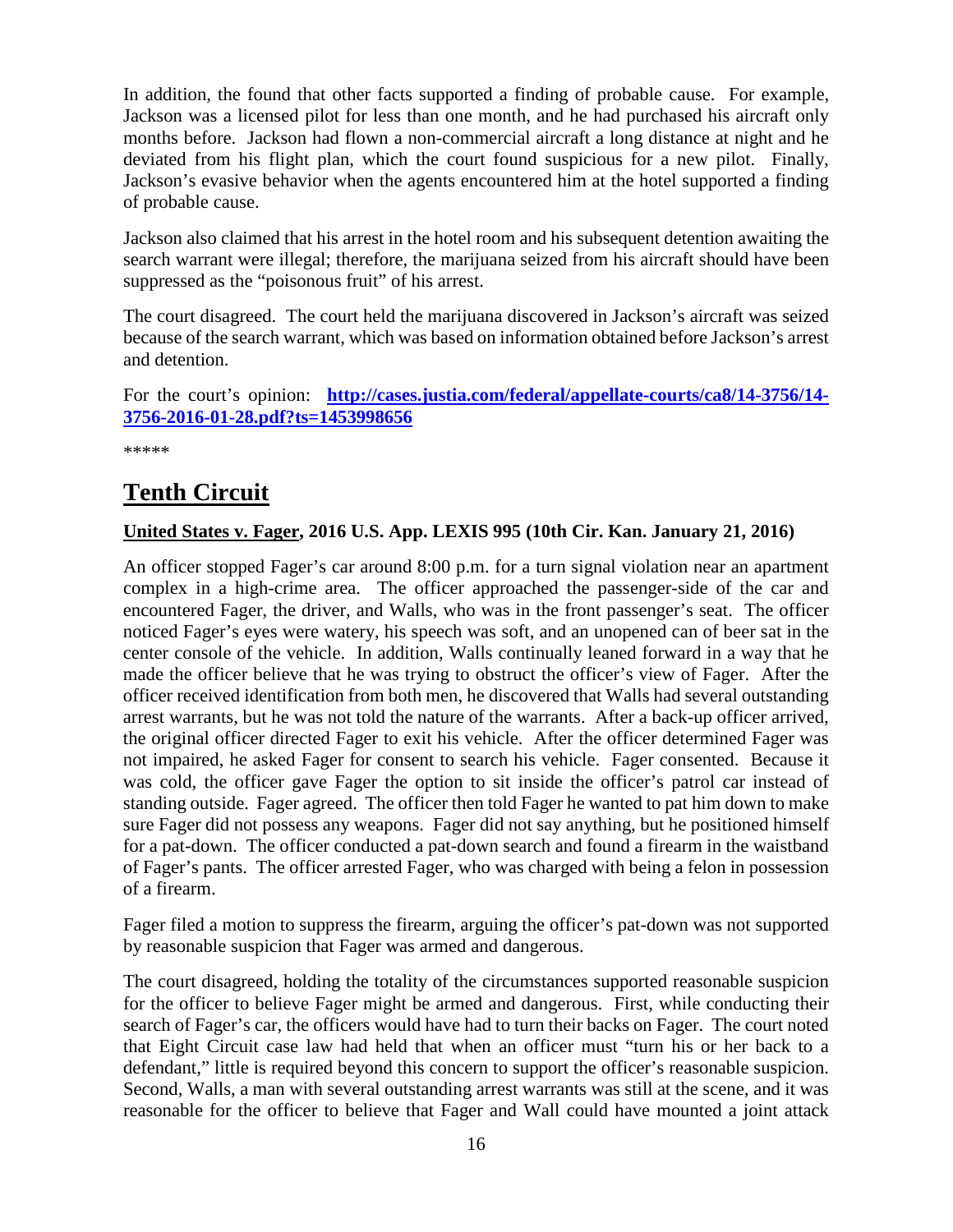In addition, the found that other facts supported a finding of probable cause. For example, Jackson was a licensed pilot for less than one month, and he had purchased his aircraft only months before. Jackson had flown a non-commercial aircraft a long distance at night and he deviated from his flight plan, which the court found suspicious for a new pilot. Finally, Jackson's evasive behavior when the agents encountered him at the hotel supported a finding of probable cause.

Jackson also claimed that his arrest in the hotel room and his subsequent detention awaiting the search warrant were illegal; therefore, the marijuana seized from his aircraft should have been suppressed as the "poisonous fruit" of his arrest.

The court disagreed. The court held the marijuana discovered in Jackson's aircraft was seized because of the search warrant, which was based on information obtained before Jackson's arrest and detention.

For the court's opinion: **[http://cases.justia.com/federal/appellate-courts/ca8/14-3756/14-3756-2016-01-28.pdf?ts=1453998656](http://cases.justia.com/federal/appellate-courts/ca8/14-3756/14-3756-2016-01-28.pdf?ts=1453998656)**

*****

## Tenth Circuit

### United States v. Fager, 2016 U.S. App. LEXIS 995 (10th Cir. Kan. January 21, 2016)

An officer stopped Fager's car around 8:00 p.m. for a turn signal violation near an apartment complex in a high-crime area. The officer approached the passenger-side of the car and encountered Fager, the driver, and Walls, who was in the front passenger's seat. The officer noticed Fager's eyes were watery, his speech was soft, and an unopened can of beer sat in the center console of the vehicle. In addition, Walls continually leaned forward in a way that he made the officer believe that he was trying to obstruct the officer's view of Fager. After the officer received identification from both men, he discovered that Walls had several outstanding arrest warrants, but he was not told the nature of the warrants. After a back-up officer arrived, the original officer directed Fager to exit his vehicle. After the officer determined Fager was not impaired, he asked Fager for consent to search his vehicle. Fager consented. Because it was cold, the officer gave Fager the option to sit inside the officer's patrol car instead of standing outside. Fager agreed. The officer then told Fager he wanted to pat him down to make sure Fager did not possess any weapons. Fager did not say anything, but he positioned himself for a pat-down. The officer conducted a pat-down search and found a firearm in the waistband of Fager's pants. The officer arrested Fager, who was charged with being a felon in possession of a firearm.

Fager filed a motion to suppress the firearm, arguing the officer's pat-down was not supported by reasonable suspicion that Fager was armed and dangerous.

The court disagreed, holding the totality of the circumstances supported reasonable suspicion for the officer to believe Fager might be armed and dangerous. First, while conducting their search of Fager's car, the officers would have had to turn their backs on Fager. The court noted that Eight Circuit case law had held that when an officer must "turn his or her back to a defendant," little is required beyond this concern to support the officer's reasonable suspicion. Second, Walls, a man with several outstanding arrest warrants was still at the scene, and it was reasonable for the officer to believe that Fager and Wall could have mounted a joint attack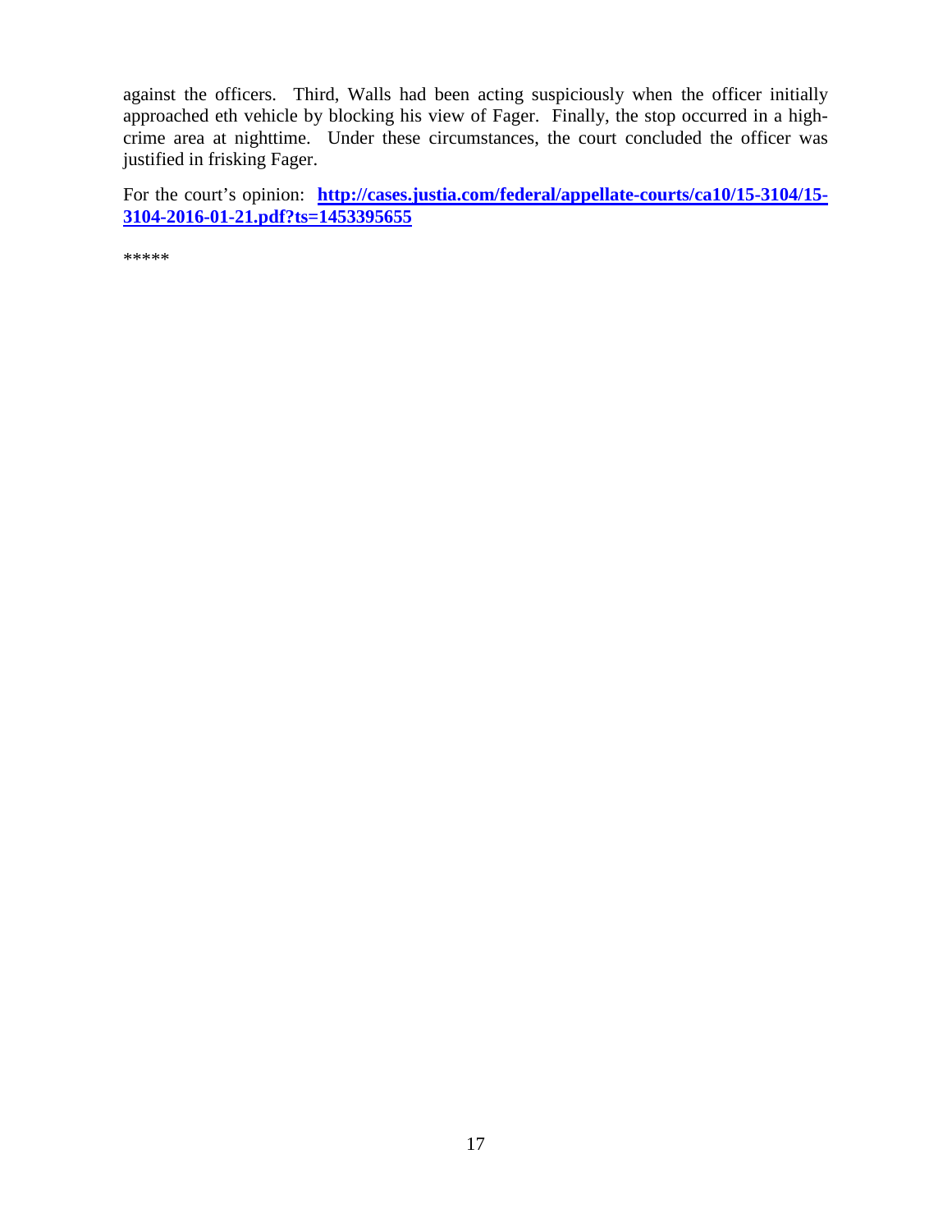against the officers. Third, Walls had been acting suspiciously when the officer initially approached eth vehicle by blocking his view of Fager. Finally, the stop occurred in a high-crime area at nighttime. Under these circumstances, the court concluded the officer was justified in frisking Fager.

For the court's opinion: **[http://cases.justia.com/federal/appellate-courts/ca10/15-3104/15-3104-2016-01-21.pdf?ts=1453395655](http://cases.justia.com/federal/appellate-courts/ca10/15-3104/15-3104-2016-01-21.pdf?ts=1453395655)**

*****